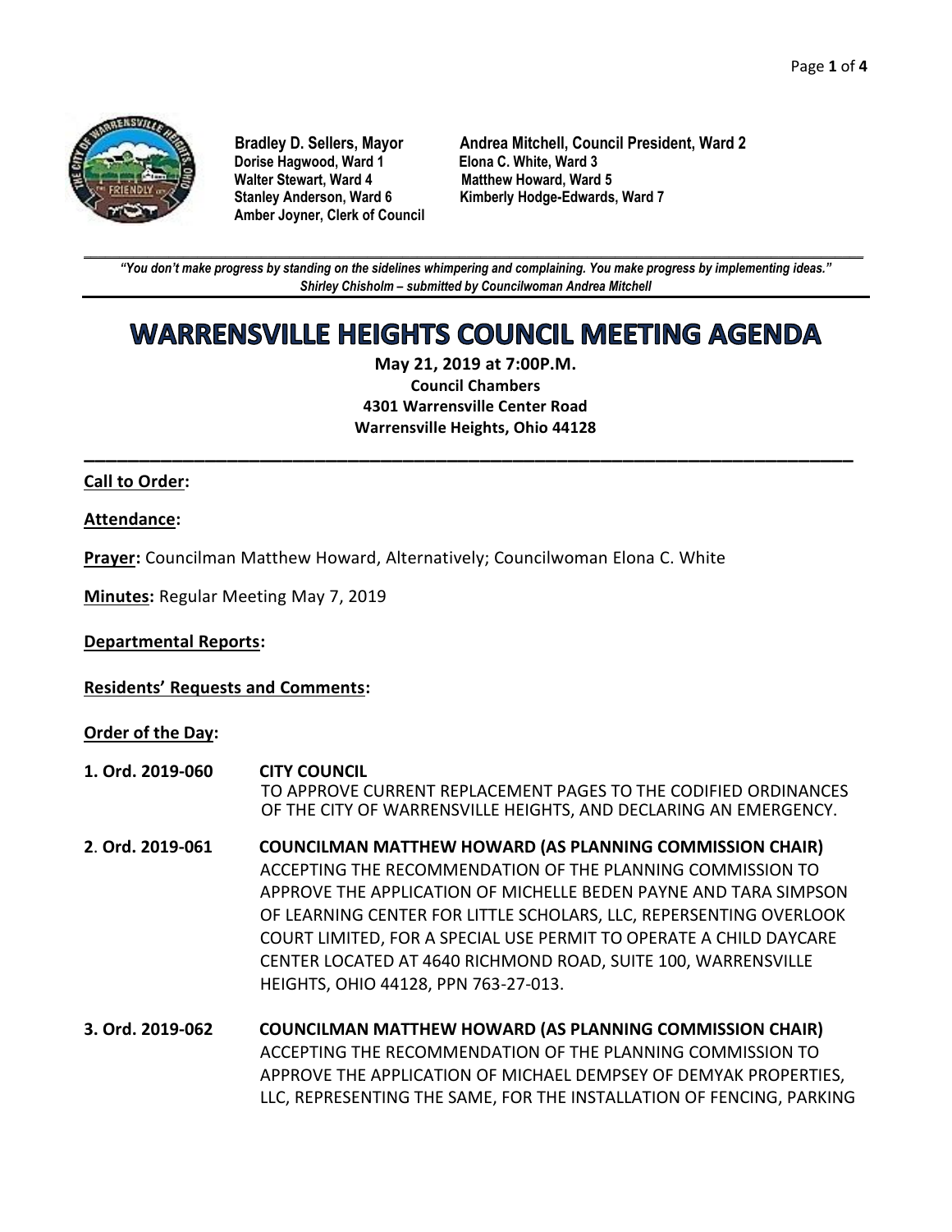**Bradley D. Sellers, Mayor**
**Andrea Mitchell, Council President, Ward 2**
**Dorise Hagwood, Ward 1**
**Elona C. White, Ward 3**
**Walter Stewart, Ward 4**
**Matthew Howard, Ward 5**
**Stanley Anderson, Ward 6**
**Kimberly Hodge-Edwards, Ward 7**
**Amber Joyner, Clerk of Council**

---

***"You don't make progress by standing on the sidelines whimpering and complaining. You make progress by implementing ideas."***
***Shirley Chisholm – submitted by Councilwoman Andrea Mitchell***

# WARRENSVILLE HEIGHTS COUNCIL MEETING AGENDA

**May 21, 2019 at 7:00P.M.**
**Council Chambers**
**4301 Warrensville Center Road**
**Warrensville Heights, Ohio 44128**

---

**Call to Order:**

**Attendance:**

**Prayer:** Councilman Matthew Howard, Alternatively; Councilwoman Elona C. White

**Minutes:** Regular Meeting May 7, 2019

**Departmental Reports:**

**Residents' Requests and Comments:**

**Order of the Day:**

**1. Ord. 2019-060** **CITY COUNCIL**
TO APPROVE CURRENT REPLACEMENT PAGES TO THE CODIFIED ORDINANCES OF THE CITY OF WARRENSVILLE HEIGHTS, AND DECLARING AN EMERGENCY.

**2. Ord. 2019-061** **COUNCILMAN MATTHEW HOWARD (AS PLANNING COMMISSION CHAIR)**
ACCEPTING THE RECOMMENDATION OF THE PLANNING COMMISSION TO APPROVE THE APPLICATION OF MICHELLE BEDEN PAYNE AND TARA SIMPSON OF LEARNING CENTER FOR LITTLE SCHOLARS, LLC, REPERSENTING OVERLOOK COURT LIMITED, FOR A SPECIAL USE PERMIT TO OPERATE A CHILD DAYCARE CENTER LOCATED AT 4640 RICHMOND ROAD, SUITE 100, WARRENSVILLE HEIGHTS, OHIO 44128, PPN 763-27-013.

**3. Ord. 2019-062** **COUNCILMAN MATTHEW HOWARD (AS PLANNING COMMISSION CHAIR)**
ACCEPTING THE RECOMMENDATION OF THE PLANNING COMMISSION TO APPROVE THE APPLICATION OF MICHAEL DEMPSEY OF DEMYAK PROPERTIES, LLC, REPRESENTING THE SAME, FOR THE INSTALLATION OF FENCING, PARKING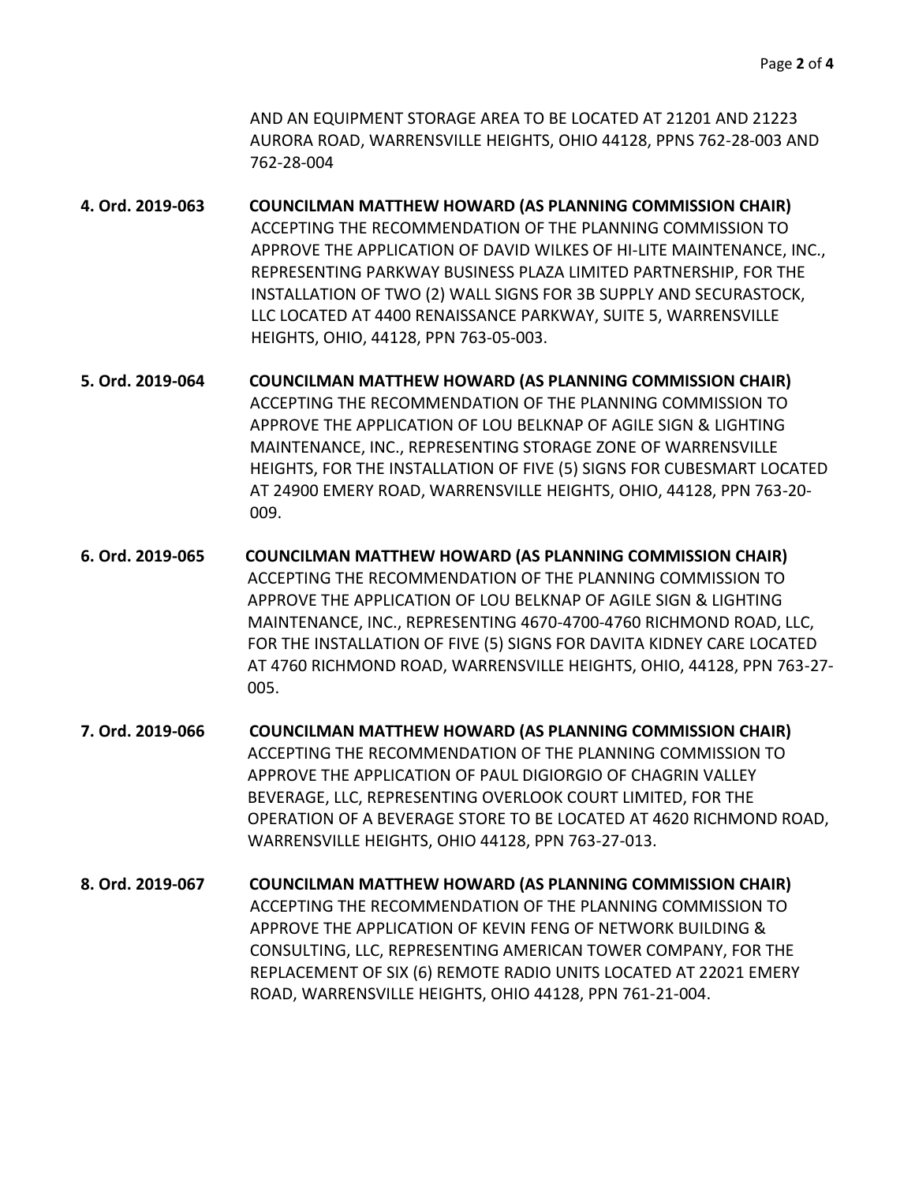AND AN EQUIPMENT STORAGE AREA TO BE LOCATED AT 21201 AND 21223 AURORA ROAD, WARRENSVILLE HEIGHTS, OHIO 44128, PPNS 762-28-003 AND 762-28-004

**4. Ord. 2019-063** **COUNCILMAN MATTHEW HOWARD (AS PLANNING COMMISSION CHAIR)**
ACCEPTING THE RECOMMENDATION OF THE PLANNING COMMISSION TO APPROVE THE APPLICATION OF DAVID WILKES OF HI-LITE MAINTENANCE, INC., REPRESENTING PARKWAY BUSINESS PLAZA LIMITED PARTNERSHIP, FOR THE INSTALLATION OF TWO (2) WALL SIGNS FOR 3B SUPPLY AND SECURASTOCK, LLC LOCATED AT 4400 RENAISSANCE PARKWAY, SUITE 5, WARRENSVILLE HEIGHTS, OHIO, 44128, PPN 763-05-003.

**5. Ord. 2019-064** **COUNCILMAN MATTHEW HOWARD (AS PLANNING COMMISSION CHAIR)**
ACCEPTING THE RECOMMENDATION OF THE PLANNING COMMISSION TO APPROVE THE APPLICATION OF LOU BELKNAP OF AGILE SIGN & LIGHTING MAINTENANCE, INC., REPRESENTING STORAGE ZONE OF WARRENSVILLE HEIGHTS, FOR THE INSTALLATION OF FIVE (5) SIGNS FOR CUBESMART LOCATED AT 24900 EMERY ROAD, WARRENSVILLE HEIGHTS, OHIO, 44128, PPN 763-20-009.

**6. Ord. 2019-065** **COUNCILMAN MATTHEW HOWARD (AS PLANNING COMMISSION CHAIR)**
ACCEPTING THE RECOMMENDATION OF THE PLANNING COMMISSION TO APPROVE THE APPLICATION OF LOU BELKNAP OF AGILE SIGN & LIGHTING MAINTENANCE, INC., REPRESENTING 4670-4700-4760 RICHMOND ROAD, LLC, FOR THE INSTALLATION OF FIVE (5) SIGNS FOR DAVITA KIDNEY CARE LOCATED AT 4760 RICHMOND ROAD, WARRENSVILLE HEIGHTS, OHIO, 44128, PPN 763-27-005.

**7. Ord. 2019-066** **COUNCILMAN MATTHEW HOWARD (AS PLANNING COMMISSION CHAIR)**
ACCEPTING THE RECOMMENDATION OF THE PLANNING COMMISSION TO APPROVE THE APPLICATION OF PAUL DIGIORGIO OF CHAGRIN VALLEY BEVERAGE, LLC, REPRESENTING OVERLOOK COURT LIMITED, FOR THE OPERATION OF A BEVERAGE STORE TO BE LOCATED AT 4620 RICHMOND ROAD, WARRENSVILLE HEIGHTS, OHIO 44128, PPN 763-27-013.

**8. Ord. 2019-067** **COUNCILMAN MATTHEW HOWARD (AS PLANNING COMMISSION CHAIR)**
ACCEPTING THE RECOMMENDATION OF THE PLANNING COMMISSION TO APPROVE THE APPLICATION OF KEVIN FENG OF NETWORK BUILDING & CONSULTING, LLC, REPRESENTING AMERICAN TOWER COMPANY, FOR THE REPLACEMENT OF SIX (6) REMOTE RADIO UNITS LOCATED AT 22021 EMERY ROAD, WARRENSVILLE HEIGHTS, OHIO 44128, PPN 761-21-004.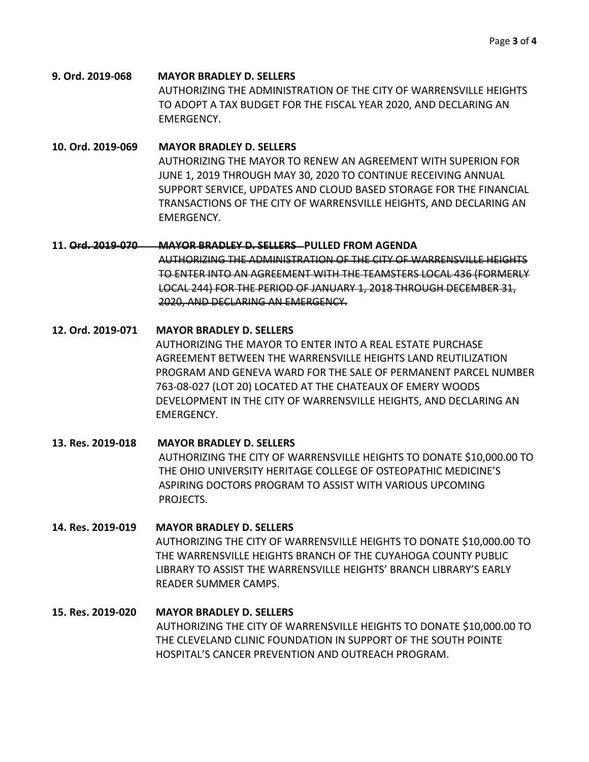**9. Ord. 2019-068 MAYOR BRADLEY D. SELLERS**

AUTHORIZING THE ADMINISTRATION OF THE CITY OF WARRENSVILLE HEIGHTS TO ADOPT A TAX BUDGET FOR THE FISCAL YEAR 2020, AND DECLARING AN EMERGENCY.

**10. Ord. 2019-069 MAYOR BRADLEY D. SELLERS**

AUTHORIZING THE MAYOR TO RENEW AN AGREEMENT WITH SUPERION FOR JUNE 1, 2019 THROUGH MAY 30, 2020 TO CONTINUE RECEIVING ANNUAL SUPPORT SERVICE, UPDATES AND CLOUD BASED STORAGE FOR THE FINANCIAL TRANSACTIONS OF THE CITY OF WARRENSVILLE HEIGHTS, AND DECLARING AN EMERGENCY.

**11. ~~Ord. 2019-070 MAYOR BRADLEY D. SELLERS~~ PULLED FROM AGENDA**

~~AUTHORIZING THE ADMINISTRATION OF THE CITY OF WARRENSVILLE HEIGHTS TO ENTER INTO AN AGREEMENT WITH THE TEAMSTERS LOCAL 436 (FORMERLY LOCAL 244) FOR THE PERIOD OF JANUARY 1, 2018 THROUGH DECEMBER 31, 2020, AND DECLARING AN EMERGENCY.~~

**12. Ord. 2019-071 MAYOR BRADLEY D. SELLERS**

AUTHORIZING THE MAYOR TO ENTER INTO A REAL ESTATE PURCHASE AGREEMENT BETWEEN THE WARRENSVILLE HEIGHTS LAND REUTILIZATION PROGRAM AND GENEVA WARD FOR THE SALE OF PERMANENT PARCEL NUMBER 763-08-027 (LOT 20) LOCATED AT THE CHATEAUX OF EMERY WOODS DEVELOPMENT IN THE CITY OF WARRENSVILLE HEIGHTS, AND DECLARING AN EMERGENCY.

**13. Res. 2019-018 MAYOR BRADLEY D. SELLERS**

AUTHORIZING THE CITY OF WARRENSVILLE HEIGHTS TO DONATE $10,000.00 TO THE OHIO UNIVERSITY HERITAGE COLLEGE OF OSTEOPATHIC MEDICINE'S ASPIRING DOCTORS PROGRAM TO ASSIST WITH VARIOUS UPCOMING PROJECTS.

**14. Res. 2019-019 MAYOR BRADLEY D. SELLERS**

AUTHORIZING THE CITY OF WARRENSVILLE HEIGHTS TO DONATE $10,000.00 TO THE WARRENSVILLE HEIGHTS BRANCH OF THE CUYAHOGA COUNTY PUBLIC LIBRARY TO ASSIST THE WARRENSVILLE HEIGHTS' BRANCH LIBRARY'S EARLY READER SUMMER CAMPS.

**15. Res. 2019-020 MAYOR BRADLEY D. SELLERS**

AUTHORIZING THE CITY OF WARRENSVILLE HEIGHTS TO DONATE $10,000.00 TO THE CLEVELAND CLINIC FOUNDATION IN SUPPORT OF THE SOUTH POINTE HOSPITAL'S CANCER PREVENTION AND OUTREACH PROGRAM.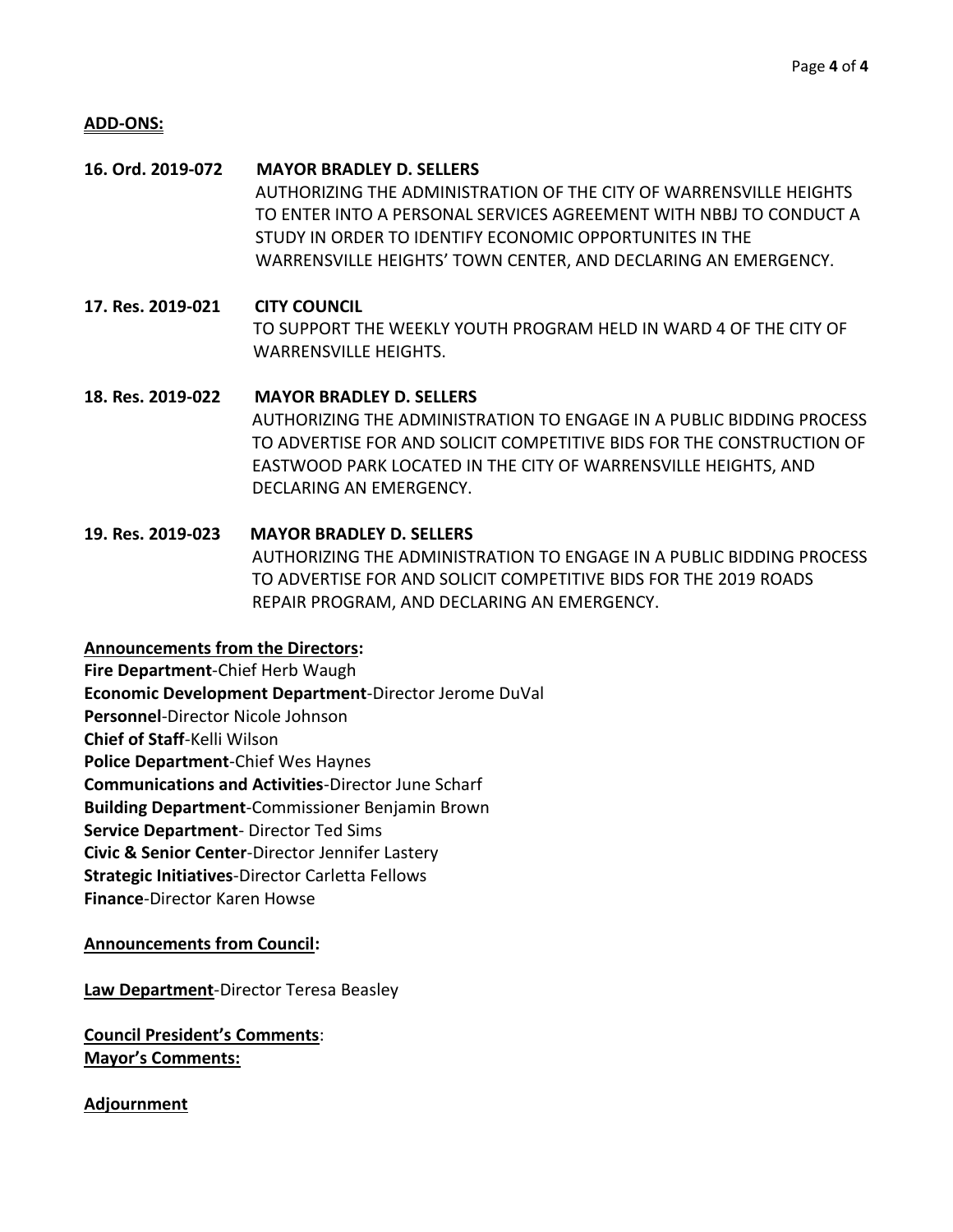**ADD-ONS:**

**16. Ord. 2019-072 MAYOR BRADLEY D. SELLERS**
AUTHORIZING THE ADMINISTRATION OF THE CITY OF WARRENSVILLE HEIGHTS TO ENTER INTO A PERSONAL SERVICES AGREEMENT WITH NBBJ TO CONDUCT A STUDY IN ORDER TO IDENTIFY ECONOMIC OPPORTUNITES IN THE WARRENSVILLE HEIGHTS' TOWN CENTER, AND DECLARING AN EMERGENCY.

**17. Res. 2019-021 CITY COUNCIL**
TO SUPPORT THE WEEKLY YOUTH PROGRAM HELD IN WARD 4 OF THE CITY OF WARRENSVILLE HEIGHTS.

**18. Res. 2019-022 MAYOR BRADLEY D. SELLERS**
AUTHORIZING THE ADMINISTRATION TO ENGAGE IN A PUBLIC BIDDING PROCESS TO ADVERTISE FOR AND SOLICIT COMPETITIVE BIDS FOR THE CONSTRUCTION OF EASTWOOD PARK LOCATED IN THE CITY OF WARRENSVILLE HEIGHTS, AND DECLARING AN EMERGENCY.

**19. Res. 2019-023 MAYOR BRADLEY D. SELLERS**
AUTHORIZING THE ADMINISTRATION TO ENGAGE IN A PUBLIC BIDDING PROCESS TO ADVERTISE FOR AND SOLICIT COMPETITIVE BIDS FOR THE 2019 ROADS REPAIR PROGRAM, AND DECLARING AN EMERGENCY.

**Announcements from the Directors:**

**Fire Department**-Chief Herb Waugh
**Economic Development Department**-Director Jerome DuVal
**Personnel**-Director Nicole Johnson
**Chief of Staff**-Kelli Wilson
**Police Department**-Chief Wes Haynes
**Communications and Activities**-Director June Scharf
**Building Department**-Commissioner Benjamin Brown
**Service Department**- Director Ted Sims
**Civic & Senior Center**-Director Jennifer Lastery
**Strategic Initiatives**-Director Carletta Fellows
**Finance**-Director Karen Howse

**Announcements from Council:**

**Law Department**-Director Teresa Beasley

**Council President's Comments**:
**Mayor's Comments:**

**Adjournment**